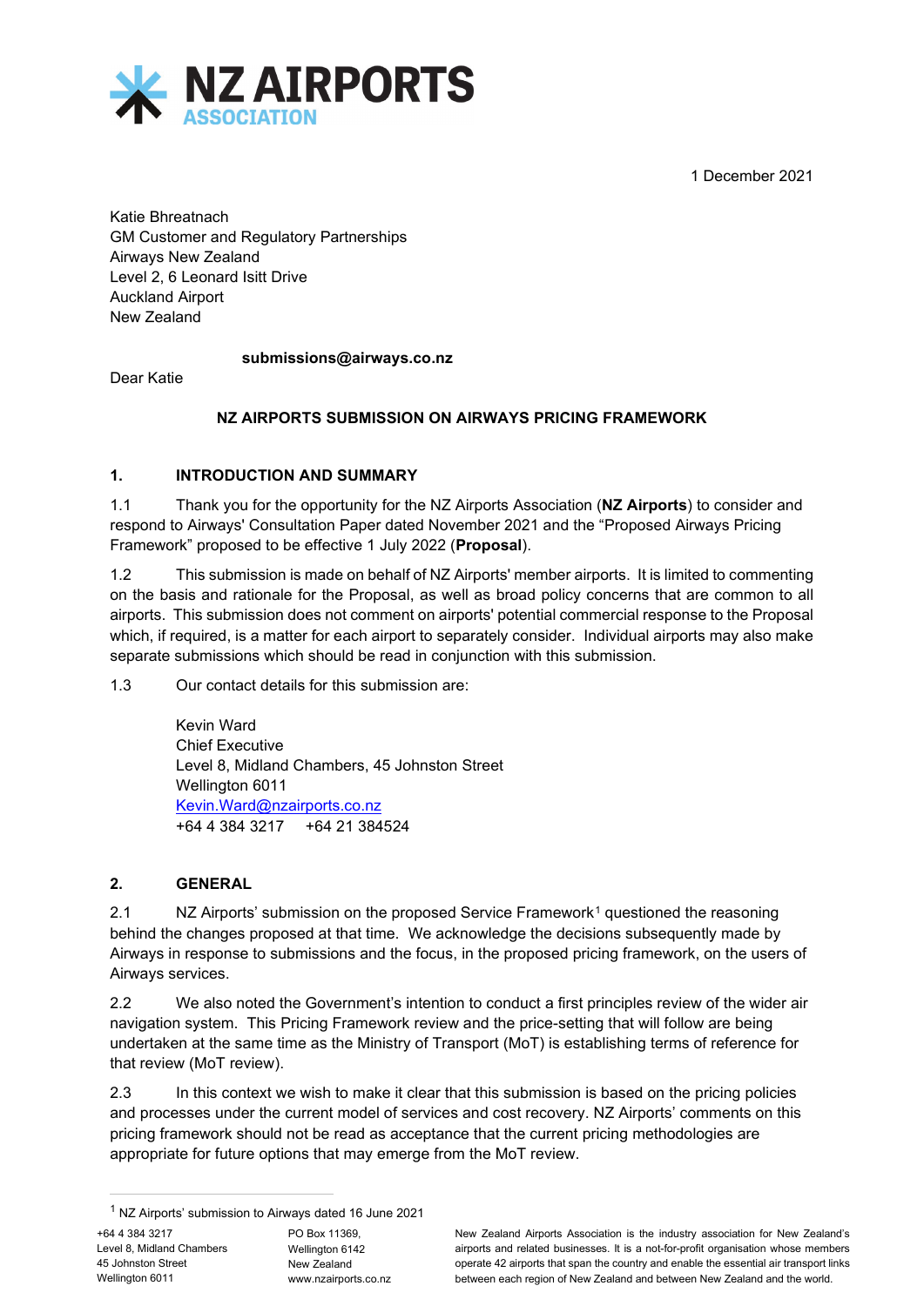# NZ AIRPORTS ASSOCIATION

1 December 2021

Katie Bhreatnach
GM Customer and Regulatory Partnerships
Airways New Zealand
Level 2, 6 Leonard Isitt Drive
Auckland Airport
New Zealand

**submissions@airways.co.nz**

Dear Katie

**NZ AIRPORTS SUBMISSION ON AIRWAYS PRICING FRAMEWORK**

## 1. INTRODUCTION AND SUMMARY

1.1 Thank you for the opportunity for the NZ Airports Association (**NZ Airports**) to consider and respond to Airways' Consultation Paper dated November 2021 and the "Proposed Airways Pricing Framework" proposed to be effective 1 July 2022 (**Proposal**).

1.2 This submission is made on behalf of NZ Airports' member airports. It is limited to commenting on the basis and rationale for the Proposal, as well as broad policy concerns that are common to all airports. This submission does not comment on airports' potential commercial response to the Proposal which, if required, is a matter for each airport to separately consider. Individual airports may also make separate submissions which should be read in conjunction with this submission.

1.3 Our contact details for this submission are:

Kevin Ward
Chief Executive
Level 8, Midland Chambers, 45 Johnston Street
Wellington 6011
Kevin.Ward@nzairports.co.nz
+64 4 384 3217 +64 21 384524

## 2. GENERAL

2.1 NZ Airports' submission on the proposed Service Framework[1] questioned the reasoning behind the changes proposed at that time. We acknowledge the decisions subsequently made by Airways in response to submissions and the focus, in the proposed pricing framework, on the users of Airways services.

2.2 We also noted the Government's intention to conduct a first principles review of the wider air navigation system. This Pricing Framework review and the price-setting that will follow are being undertaken at the same time as the Ministry of Transport (MoT) is establishing terms of reference for that review (MoT review).

2.3 In this context we wish to make it clear that this submission is based on the pricing policies and processes under the current model of services and cost recovery. NZ Airports' comments on this pricing framework should not be read as acceptance that the current pricing methodologies are appropriate for future options that may emerge from the MoT review.

[1] NZ Airports' submission to Airways dated 16 June 2021

+64 4 384 3217
Level 8, Midland Chambers
45 Johnston Street
Wellington 6011

PO Box 11369,
Wellington 6142
New Zealand
www.nzairports.co.nz

New Zealand Airports Association is the industry association for New Zealand's airports and related businesses. It is a not-for-profit organisation whose members operate 42 airports that span the country and enable the essential air transport links between each region of New Zealand and between New Zealand and the world.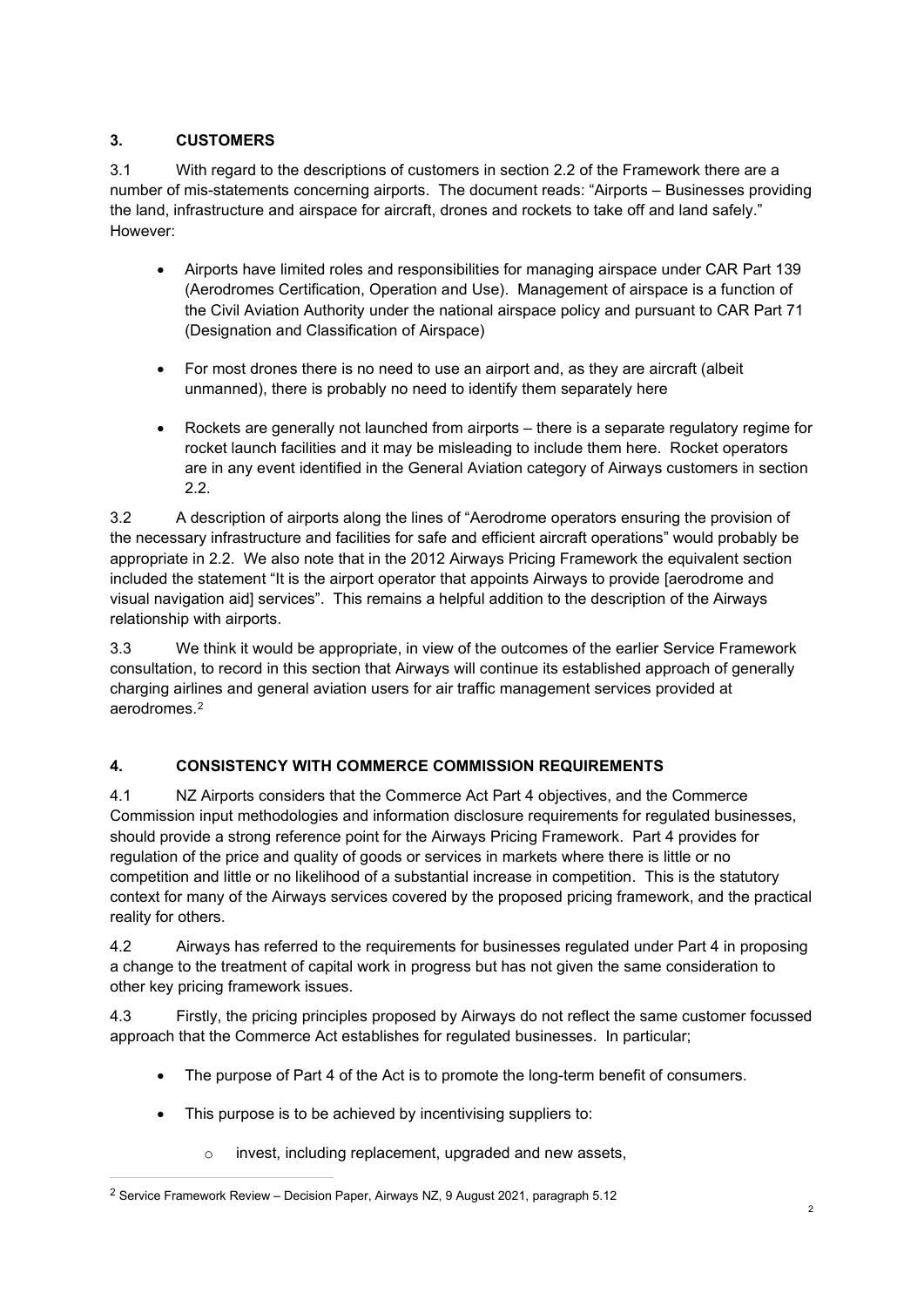## 3. CUSTOMERS

3.1 With regard to the descriptions of customers in section 2.2 of the Framework there are a number of mis-statements concerning airports. The document reads: "Airports – Businesses providing the land, infrastructure and airspace for aircraft, drones and rockets to take off and land safely." However:

- Airports have limited roles and responsibilities for managing airspace under CAR Part 139 (Aerodromes Certification, Operation and Use). Management of airspace is a function of the Civil Aviation Authority under the national airspace policy and pursuant to CAR Part 71 (Designation and Classification of Airspace)
- For most drones there is no need to use an airport and, as they are aircraft (albeit unmanned), there is probably no need to identify them separately here
- Rockets are generally not launched from airports – there is a separate regulatory regime for rocket launch facilities and it may be misleading to include them here. Rocket operators are in any event identified in the General Aviation category of Airways customers in section 2.2.

3.2 A description of airports along the lines of "Aerodrome operators ensuring the provision of the necessary infrastructure and facilities for safe and efficient aircraft operations" would probably be appropriate in 2.2. We also note that in the 2012 Airways Pricing Framework the equivalent section included the statement "It is the airport operator that appoints Airways to provide [aerodrome and visual navigation aid] services". This remains a helpful addition to the description of the Airways relationship with airports.

3.3 We think it would be appropriate, in view of the outcomes of the earlier Service Framework consultation, to record in this section that Airways will continue its established approach of generally charging airlines and general aviation users for air traffic management services provided at aerodromes.[2]

## 4. CONSISTENCY WITH COMMERCE COMMISSION REQUIREMENTS

4.1 NZ Airports considers that the Commerce Act Part 4 objectives, and the Commerce Commission input methodologies and information disclosure requirements for regulated businesses, should provide a strong reference point for the Airways Pricing Framework. Part 4 provides for regulation of the price and quality of goods or services in markets where there is little or no competition and little or no likelihood of a substantial increase in competition. This is the statutory context for many of the Airways services covered by the proposed pricing framework, and the practical reality for others.

4.2 Airways has referred to the requirements for businesses regulated under Part 4 in proposing a change to the treatment of capital work in progress but has not given the same consideration to other key pricing framework issues.

4.3 Firstly, the pricing principles proposed by Airways do not reflect the same customer focussed approach that the Commerce Act establishes for regulated businesses. In particular;

- The purpose of Part 4 of the Act is to promote the long-term benefit of consumers.
- This purpose is to be achieved by incentivising suppliers to:
  - invest, including replacement, upgraded and new assets,

[2] Service Framework Review – Decision Paper, Airways NZ, 9 August 2021, paragraph 5.12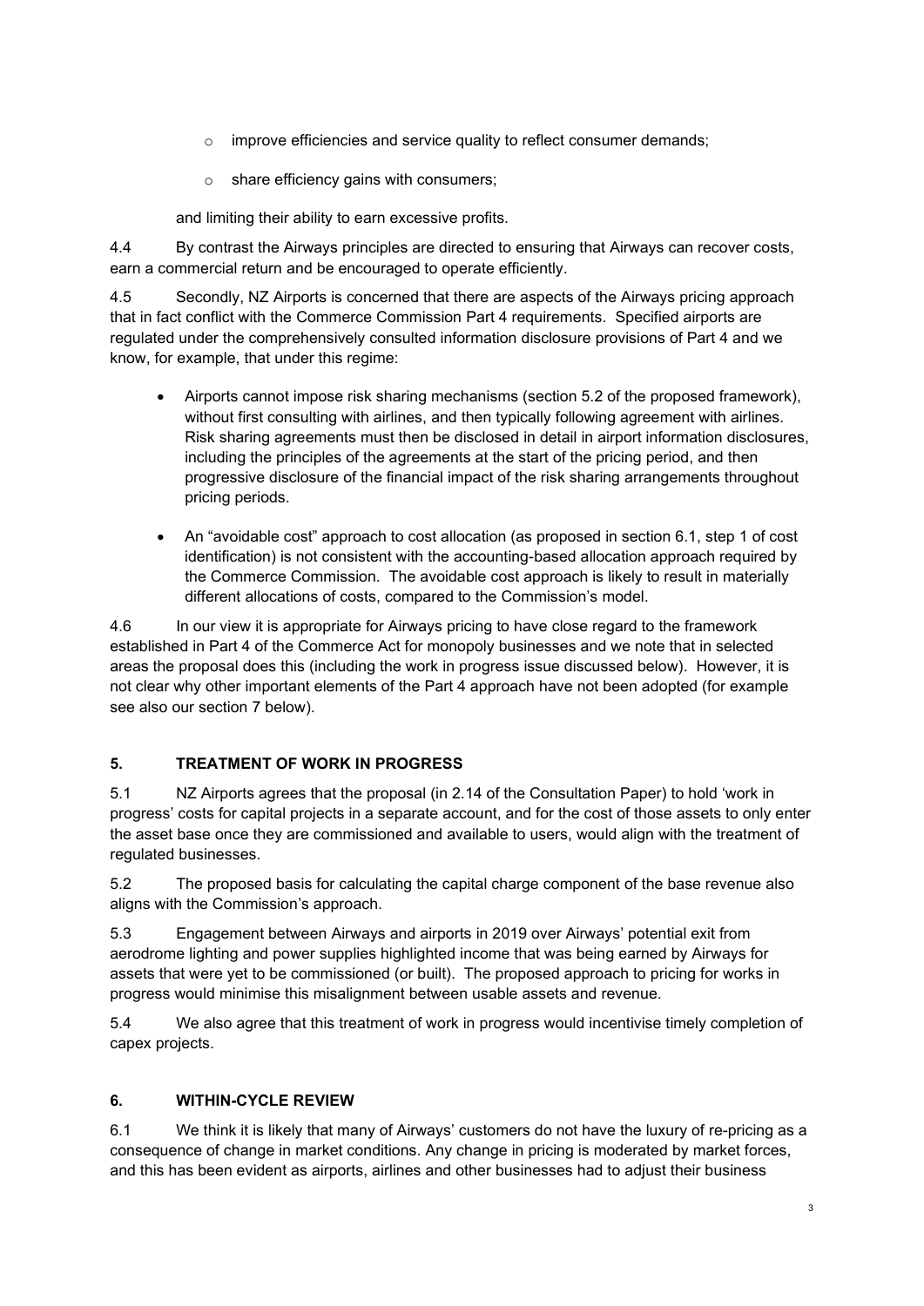- improve efficiencies and service quality to reflect consumer demands;
- share efficiency gains with consumers;

and limiting their ability to earn excessive profits.

4.4 By contrast the Airways principles are directed to ensuring that Airways can recover costs, earn a commercial return and be encouraged to operate efficiently.

4.5 Secondly, NZ Airports is concerned that there are aspects of the Airways pricing approach that in fact conflict with the Commerce Commission Part 4 requirements. Specified airports are regulated under the comprehensively consulted information disclosure provisions of Part 4 and we know, for example, that under this regime:

- Airports cannot impose risk sharing mechanisms (section 5.2 of the proposed framework), without first consulting with airlines, and then typically following agreement with airlines. Risk sharing agreements must then be disclosed in detail in airport information disclosures, including the principles of the agreements at the start of the pricing period, and then progressive disclosure of the financial impact of the risk sharing arrangements throughout pricing periods.
- An "avoidable cost" approach to cost allocation (as proposed in section 6.1, step 1 of cost identification) is not consistent with the accounting-based allocation approach required by the Commerce Commission. The avoidable cost approach is likely to result in materially different allocations of costs, compared to the Commission's model.

4.6 In our view it is appropriate for Airways pricing to have close regard to the framework established in Part 4 of the Commerce Act for monopoly businesses and we note that in selected areas the proposal does this (including the work in progress issue discussed below). However, it is not clear why other important elements of the Part 4 approach have not been adopted (for example see also our section 7 below).

## 5. TREATMENT OF WORK IN PROGRESS

5.1 NZ Airports agrees that the proposal (in 2.14 of the Consultation Paper) to hold 'work in progress' costs for capital projects in a separate account, and for the cost of those assets to only enter the asset base once they are commissioned and available to users, would align with the treatment of regulated businesses.

5.2 The proposed basis for calculating the capital charge component of the base revenue also aligns with the Commission's approach.

5.3 Engagement between Airways and airports in 2019 over Airways' potential exit from aerodrome lighting and power supplies highlighted income that was being earned by Airways for assets that were yet to be commissioned (or built). The proposed approach to pricing for works in progress would minimise this misalignment between usable assets and revenue.

5.4 We also agree that this treatment of work in progress would incentivise timely completion of capex projects.

## 6. WITHIN-CYCLE REVIEW

6.1 We think it is likely that many of Airways' customers do not have the luxury of re-pricing as a consequence of change in market conditions. Any change in pricing is moderated by market forces, and this has been evident as airports, airlines and other businesses had to adjust their business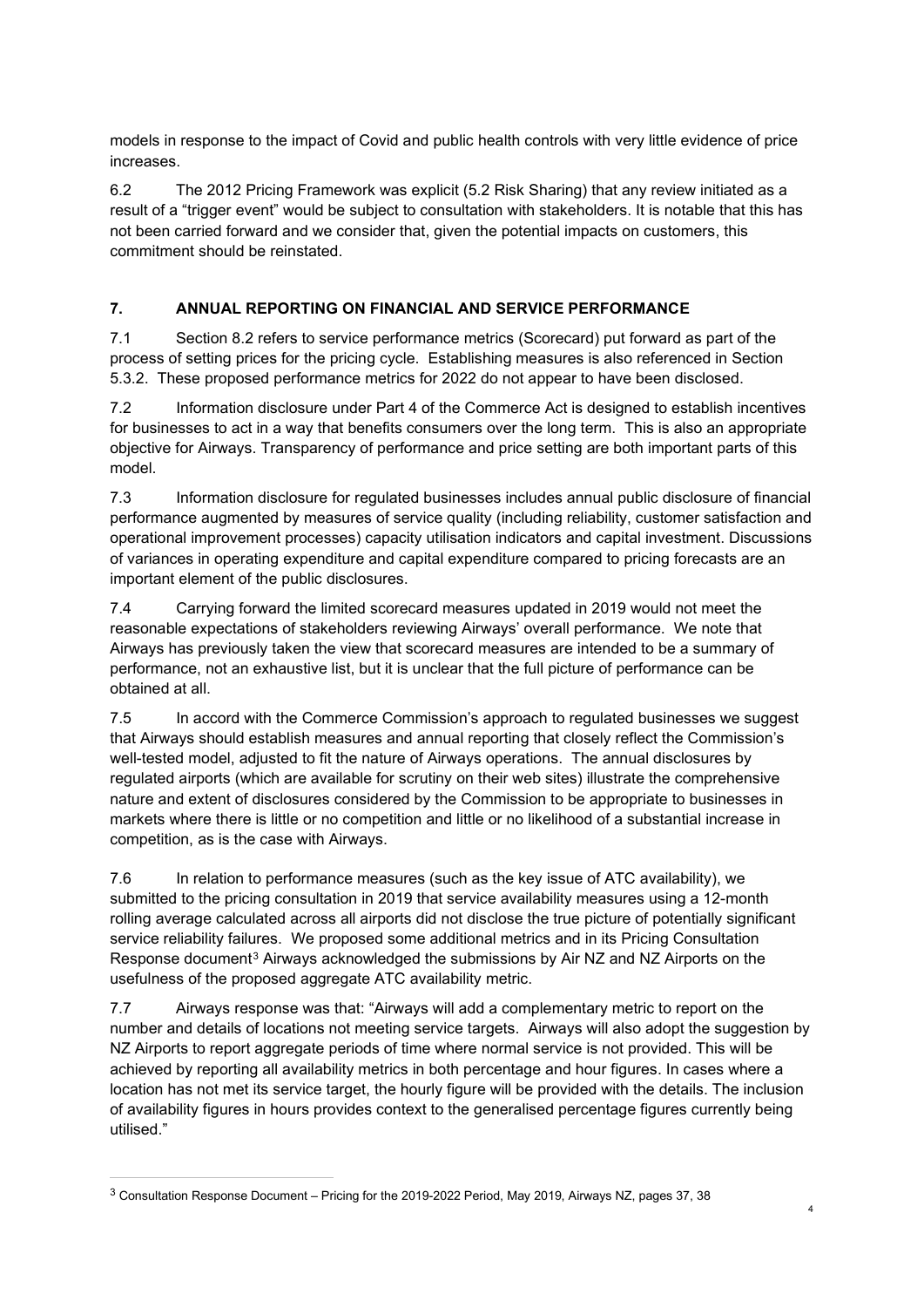models in response to the impact of Covid and public health controls with very little evidence of price increases.

6.2 The 2012 Pricing Framework was explicit (5.2 Risk Sharing) that any review initiated as a result of a "trigger event" would be subject to consultation with stakeholders. It is notable that this has not been carried forward and we consider that, given the potential impacts on customers, this commitment should be reinstated.

## 7. ANNUAL REPORTING ON FINANCIAL AND SERVICE PERFORMANCE

7.1 Section 8.2 refers to service performance metrics (Scorecard) put forward as part of the process of setting prices for the pricing cycle. Establishing measures is also referenced in Section 5.3.2. These proposed performance metrics for 2022 do not appear to have been disclosed.

7.2 Information disclosure under Part 4 of the Commerce Act is designed to establish incentives for businesses to act in a way that benefits consumers over the long term. This is also an appropriate objective for Airways. Transparency of performance and price setting are both important parts of this model.

7.3 Information disclosure for regulated businesses includes annual public disclosure of financial performance augmented by measures of service quality (including reliability, customer satisfaction and operational improvement processes) capacity utilisation indicators and capital investment. Discussions of variances in operating expenditure and capital expenditure compared to pricing forecasts are an important element of the public disclosures.

7.4 Carrying forward the limited scorecard measures updated in 2019 would not meet the reasonable expectations of stakeholders reviewing Airways' overall performance. We note that Airways has previously taken the view that scorecard measures are intended to be a summary of performance, not an exhaustive list, but it is unclear that the full picture of performance can be obtained at all.

7.5 In accord with the Commerce Commission's approach to regulated businesses we suggest that Airways should establish measures and annual reporting that closely reflect the Commission's well-tested model, adjusted to fit the nature of Airways operations. The annual disclosures by regulated airports (which are available for scrutiny on their web sites) illustrate the comprehensive nature and extent of disclosures considered by the Commission to be appropriate to businesses in markets where there is little or no competition and little or no likelihood of a substantial increase in competition, as is the case with Airways.

7.6 In relation to performance measures (such as the key issue of ATC availability), we submitted to the pricing consultation in 2019 that service availability measures using a 12-month rolling average calculated across all airports did not disclose the true picture of potentially significant service reliability failures. We proposed some additional metrics and in its Pricing Consultation Response document[3] Airways acknowledged the submissions by Air NZ and NZ Airports on the usefulness of the proposed aggregate ATC availability metric.

7.7 Airways response was that: "Airways will add a complementary metric to report on the number and details of locations not meeting service targets. Airways will also adopt the suggestion by NZ Airports to report aggregate periods of time where normal service is not provided. This will be achieved by reporting all availability metrics in both percentage and hour figures. In cases where a location has not met its service target, the hourly figure will be provided with the details. The inclusion of availability figures in hours provides context to the generalised percentage figures currently being utilised."

---

[3] Consultation Response Document – Pricing for the 2019-2022 Period, May 2019, Airways NZ, pages 37, 38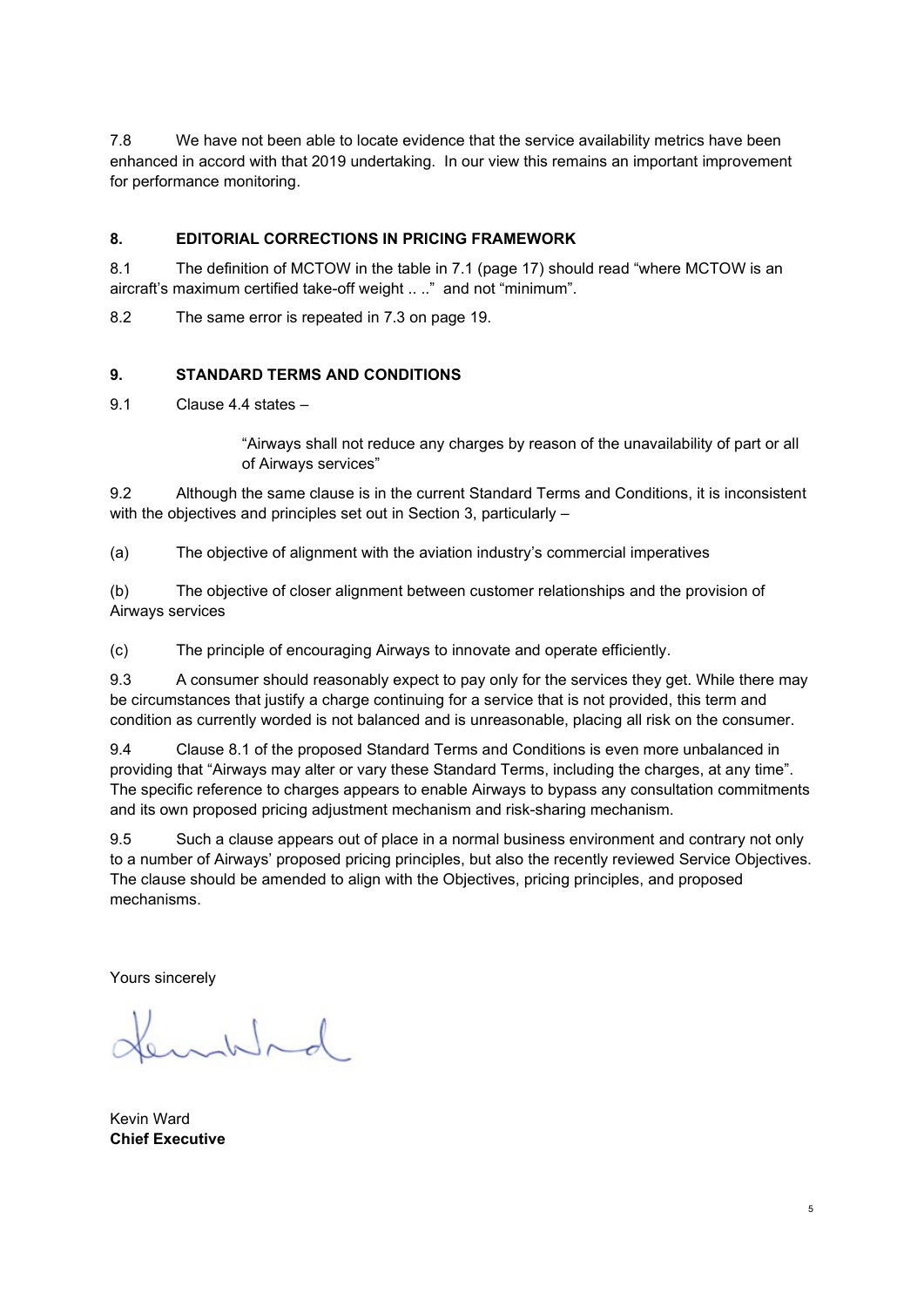7.8 We have not been able to locate evidence that the service availability metrics have been enhanced in accord with that 2019 undertaking. In our view this remains an important improvement for performance monitoring.

## 8. EDITORIAL CORRECTIONS IN PRICING FRAMEWORK

8.1 The definition of MCTOW in the table in 7.1 (page 17) should read "where MCTOW is an aircraft's maximum certified take-off weight .. .." and not "minimum".

8.2 The same error is repeated in 7.3 on page 19.

## 9. STANDARD TERMS AND CONDITIONS

9.1 Clause 4.4 states –

> "Airways shall not reduce any charges by reason of the unavailability of part or all of Airways services"

9.2 Although the same clause is in the current Standard Terms and Conditions, it is inconsistent with the objectives and principles set out in Section 3, particularly –

(a) The objective of alignment with the aviation industry's commercial imperatives

(b) The objective of closer alignment between customer relationships and the provision of Airways services

(c) The principle of encouraging Airways to innovate and operate efficiently.

9.3 A consumer should reasonably expect to pay only for the services they get. While there may be circumstances that justify a charge continuing for a service that is not provided, this term and condition as currently worded is not balanced and is unreasonable, placing all risk on the consumer.

9.4 Clause 8.1 of the proposed Standard Terms and Conditions is even more unbalanced in providing that "Airways may alter or vary these Standard Terms, including the charges, at any time". The specific reference to charges appears to enable Airways to bypass any consultation commitments and its own proposed pricing adjustment mechanism and risk-sharing mechanism.

9.5 Such a clause appears out of place in a normal business environment and contrary not only to a number of Airways' proposed pricing principles, but also the recently reviewed Service Objectives. The clause should be amended to align with the Objectives, pricing principles, and proposed mechanisms.

Yours sincerely

Kevin Ward
**Chief Executive**